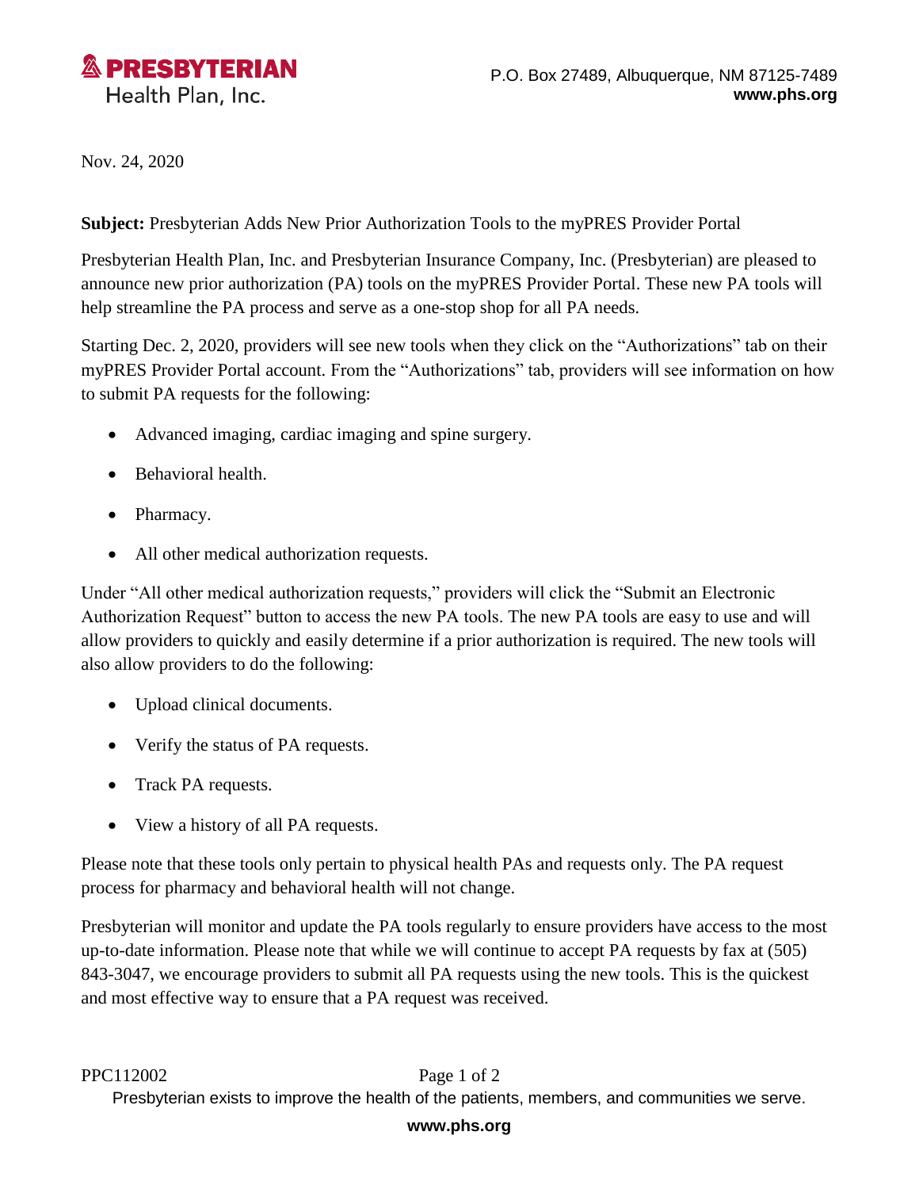**PRESBYTERIAN**
Health Plan, Inc.

P.O. Box 27489, Albuquerque, NM 87125-7489
**www.phs.org**

Nov. 24, 2020

**Subject:** Presbyterian Adds New Prior Authorization Tools to the myPRES Provider Portal

Presbyterian Health Plan, Inc. and Presbyterian Insurance Company, Inc. (Presbyterian) are pleased to announce new prior authorization (PA) tools on the myPRES Provider Portal. These new PA tools will help streamline the PA process and serve as a one-stop shop for all PA needs.

Starting Dec. 2, 2020, providers will see new tools when they click on the "Authorizations" tab on their myPRES Provider Portal account. From the "Authorizations" tab, providers will see information on how to submit PA requests for the following:

- Advanced imaging, cardiac imaging and spine surgery.
- Behavioral health.
- Pharmacy.
- All other medical authorization requests.

Under "All other medical authorization requests," providers will click the "Submit an Electronic Authorization Request" button to access the new PA tools. The new PA tools are easy to use and will allow providers to quickly and easily determine if a prior authorization is required. The new tools will also allow providers to do the following:

- Upload clinical documents.
- Verify the status of PA requests.
- Track PA requests.
- View a history of all PA requests.

Please note that these tools only pertain to physical health PAs and requests only. The PA request process for pharmacy and behavioral health will not change.

Presbyterian will monitor and update the PA tools regularly to ensure providers have access to the most up-to-date information. Please note that while we will continue to accept PA requests by fax at (505) 843-3047, we encourage providers to submit all PA requests using the new tools. This is the quickest and most effective way to ensure that a PA request was received.

PPC112002

Presbyterian exists to improve the health of the patients, members, and communities we serve.

**www.phs.org**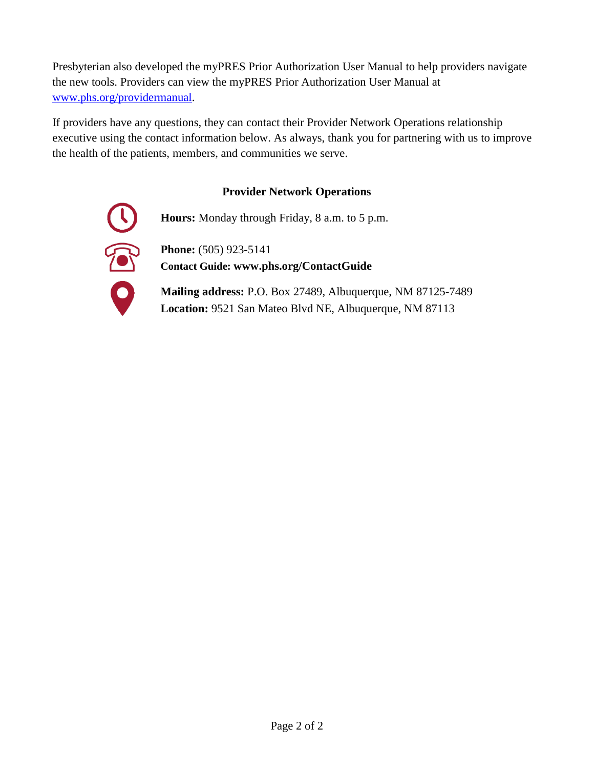Presbyterian also developed the myPRES Prior Authorization User Manual to help providers navigate the new tools. Providers can view the myPRES Prior Authorization User Manual at [www.phs.org/providermanual](http://www.phs.org/providermanual).

If providers have any questions, they can contact their Provider Network Operations relationship executive using the contact information below. As always, thank you for partnering with us to improve the health of the patients, members, and communities we serve.

**Provider Network Operations**

**Hours:** Monday through Friday, 8 a.m. to 5 p.m.

**Phone:** (505) 923-5141
**Contact Guide: www.phs.org/ContactGuide**

**Mailing address:** P.O. Box 27489, Albuquerque, NM 87125-7489
**Location:** 9521 San Mateo Blvd NE, Albuquerque, NM 87113